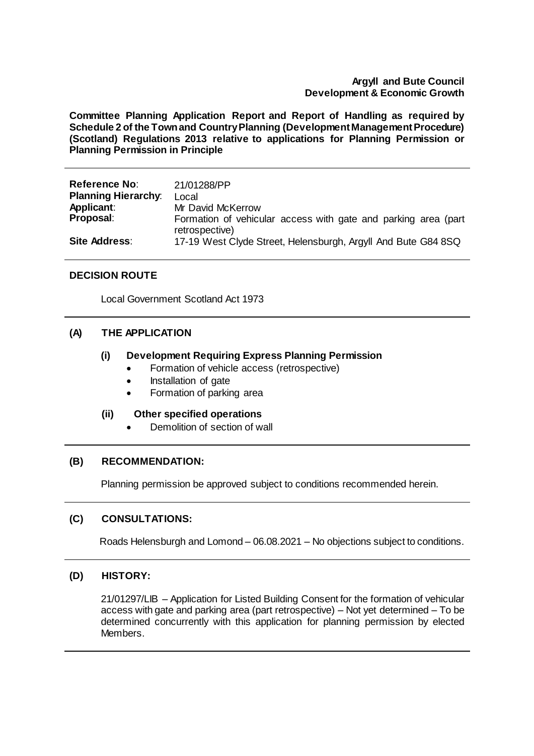**Argyll and Bute Council**
**Development & Economic Growth**

**Committee Planning Application Report and Report of Handling as required by Schedule 2 of the Town and Country Planning (Development Management Procedure) (Scotland) Regulations 2013 relative to applications for Planning Permission or Planning Permission in Principle**

---

| | |
|---|---|
| **Reference No**: | 21/01288/PP |
| **Planning Hierarchy**: | Local |
| **Applicant**: | Mr David McKerrow |
| **Proposal**: | Formation of vehicular access with gate and parking area (part retrospective) |
| **Site Address**: | 17-19 West Clyde Street, Helensburgh, Argyll And Bute G84 8SQ |

---

## DECISION ROUTE

Local Government Scotland Act 1973

---

## (A) THE APPLICATION

### (i) Development Requiring Express Planning Permission

- Formation of vehicle access (retrospective)
- Installation of gate
- Formation of parking area

### (ii) Other specified operations

- Demolition of section of wall

---

## (B) RECOMMENDATION:

Planning permission be approved subject to conditions recommended herein.

---

## (C) CONSULTATIONS:

Roads Helensburgh and Lomond – 06.08.2021 – No objections subject to conditions.

---

## (D) HISTORY:

21/01297/LIB – Application for Listed Building Consent for the formation of vehicular access with gate and parking area (part retrospective) – Not yet determined – To be determined concurrently with this application for planning permission by elected Members.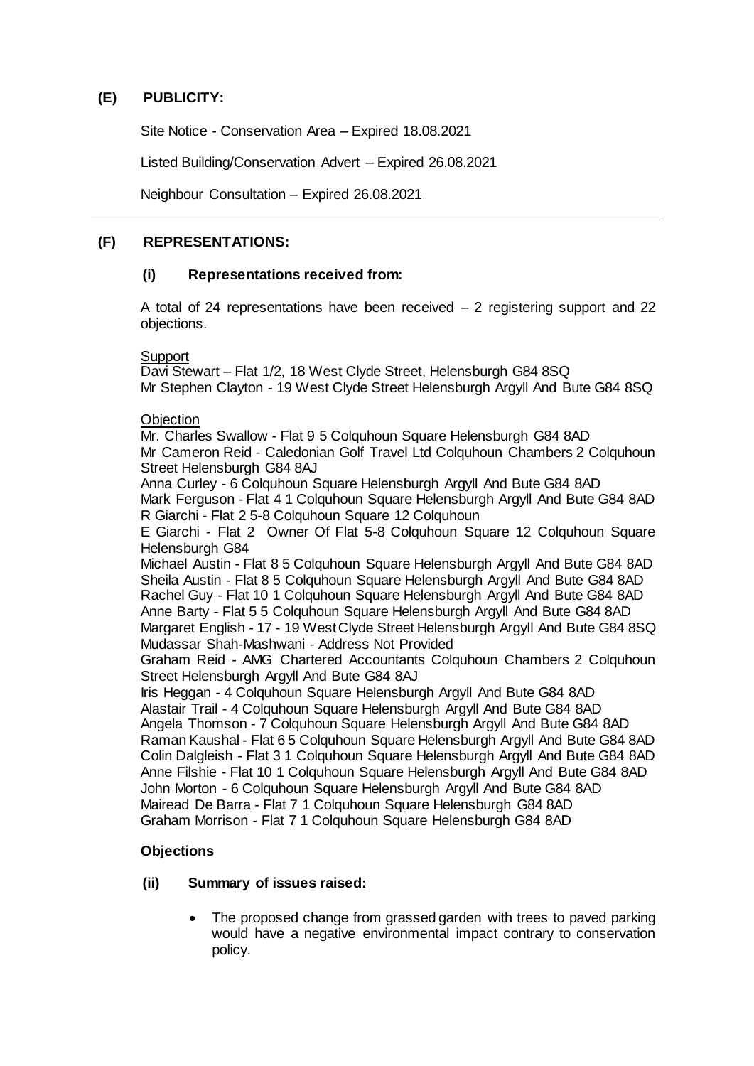## (E) PUBLICITY:

Site Notice - Conservation Area – Expired 18.08.2021

Listed Building/Conservation Advert – Expired 26.08.2021

Neighbour Consultation – Expired 26.08.2021

---

## (F) REPRESENTATIONS:

### (i) Representations received from:

A total of 24 representations have been received – 2 registering support and 22 objections.

Support
Davi Stewart – Flat 1/2, 18 West Clyde Street, Helensburgh G84 8SQ
Mr Stephen Clayton - 19 West Clyde Street Helensburgh Argyll And Bute G84 8SQ

Objection
Mr. Charles Swallow - Flat 9 5 Colquhoun Square Helensburgh G84 8AD
Mr Cameron Reid - Caledonian Golf Travel Ltd Colquhoun Chambers 2 Colquhoun Street Helensburgh G84 8AJ
Anna Curley - 6 Colquhoun Square Helensburgh Argyll And Bute G84 8AD
Mark Ferguson - Flat 4 1 Colquhoun Square Helensburgh Argyll And Bute G84 8AD
R Giarchi - Flat 2 5-8 Colquhoun Square 12 Colquhoun
E Giarchi - Flat 2 Owner Of Flat 5-8 Colquhoun Square 12 Colquhoun Square Helensburgh G84
Michael Austin - Flat 8 5 Colquhoun Square Helensburgh Argyll And Bute G84 8AD
Sheila Austin - Flat 8 5 Colquhoun Square Helensburgh Argyll And Bute G84 8AD
Rachel Guy - Flat 10 1 Colquhoun Square Helensburgh Argyll And Bute G84 8AD
Anne Barty - Flat 5 5 Colquhoun Square Helensburgh Argyll And Bute G84 8AD
Margaret English - 17 - 19 West Clyde Street Helensburgh Argyll And Bute G84 8SQ
Mudassar Shah-Mashwani - Address Not Provided
Graham Reid - AMG Chartered Accountants Colquhoun Chambers 2 Colquhoun Street Helensburgh Argyll And Bute G84 8AJ
Iris Heggan - 4 Colquhoun Square Helensburgh Argyll And Bute G84 8AD
Alastair Trail - 4 Colquhoun Square Helensburgh Argyll And Bute G84 8AD
Angela Thomson - 7 Colquhoun Square Helensburgh Argyll And Bute G84 8AD
Raman Kaushal - Flat 6 5 Colquhoun Square Helensburgh Argyll And Bute G84 8AD
Colin Dalgleish - Flat 3 1 Colquhoun Square Helensburgh Argyll And Bute G84 8AD
Anne Filshie - Flat 10 1 Colquhoun Square Helensburgh Argyll And Bute G84 8AD
John Morton - 6 Colquhoun Square Helensburgh Argyll And Bute G84 8AD
Mairead De Barra - Flat 7 1 Colquhoun Square Helensburgh G84 8AD
Graham Morrison - Flat 7 1 Colquhoun Square Helensburgh G84 8AD

**Objections**

### (ii) Summary of issues raised:

- The proposed change from grassed garden with trees to paved parking would have a negative environmental impact contrary to conservation policy.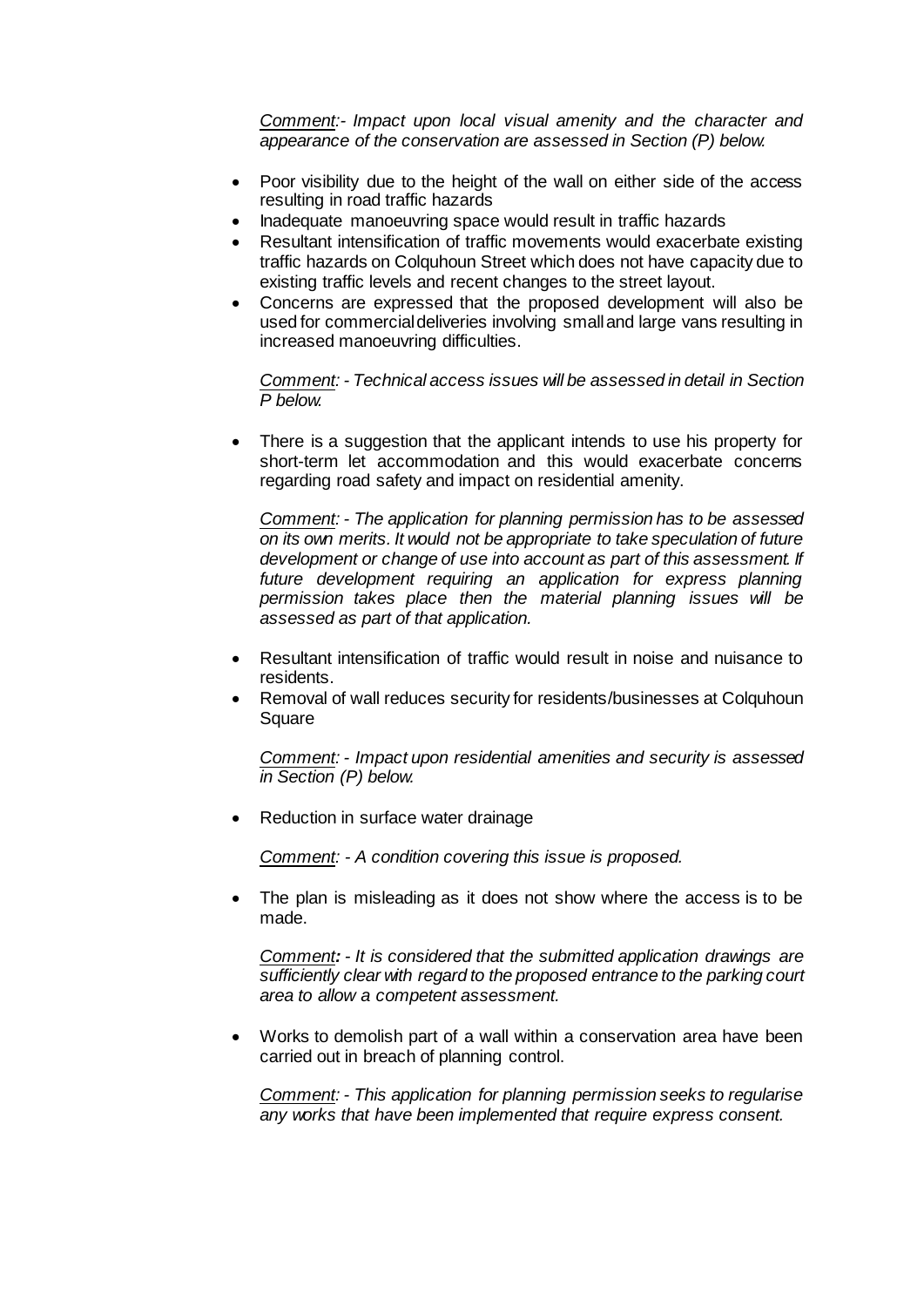*Comment:- Impact upon local visual amenity and the character and appearance of the conservation are assessed in Section (P) below.*

- Poor visibility due to the height of the wall on either side of the access resulting in road traffic hazards
- Inadequate manoeuvring space would result in traffic hazards
- Resultant intensification of traffic movements would exacerbate existing traffic hazards on Colquhoun Street which does not have capacity due to existing traffic levels and recent changes to the street layout.
- Concerns are expressed that the proposed development will also be used for commercial deliveries involving small and large vans resulting in increased manoeuvring difficulties.

  *Comment: - Technical access issues will be assessed in detail in Section P below.*

- There is a suggestion that the applicant intends to use his property for short-term let accommodation and this would exacerbate concerns regarding road safety and impact on residential amenity.

  *Comment: - The application for planning permission has to be assessed on its own merits. It would not be appropriate to take speculation of future development or change of use into account as part of this assessment. If future development requiring an application for express planning permission takes place then the material planning issues will be assessed as part of that application.*

- Resultant intensification of traffic would result in noise and nuisance to residents.
- Removal of wall reduces security for residents/businesses at Colquhoun Square

  *Comment: - Impact upon residential amenities and security is assessed in Section (P) below.*

- Reduction in surface water drainage

  *Comment: - A condition covering this issue is proposed.*

- The plan is misleading as it does not show where the access is to be made.

  *Comment: - It is considered that the submitted application drawings are sufficiently clear with regard to the proposed entrance to the parking court area to allow a competent assessment.*

- Works to demolish part of a wall within a conservation area have been carried out in breach of planning control.

  *Comment: - This application for planning permission seeks to regularise any works that have been implemented that require express consent.*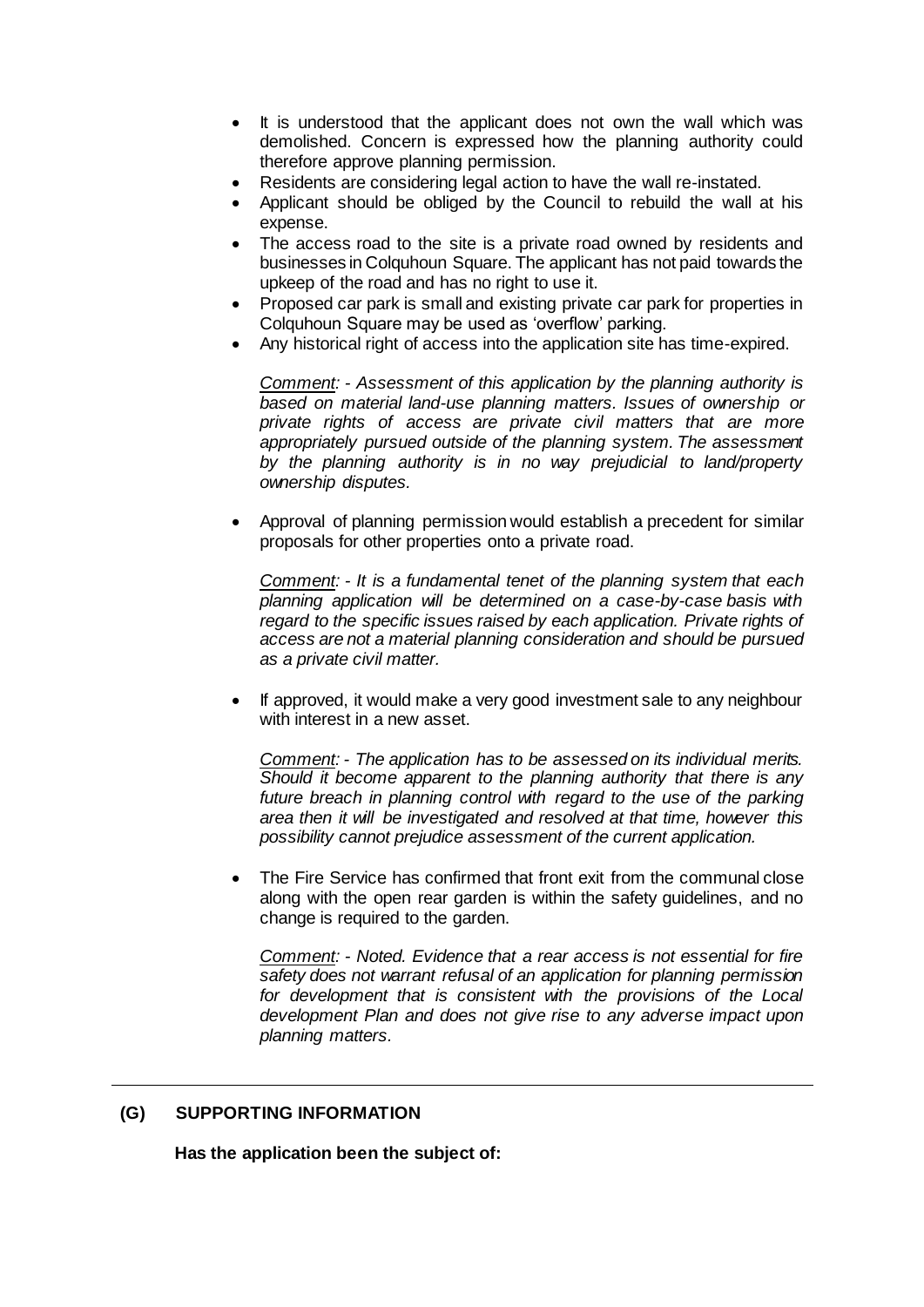- It is understood that the applicant does not own the wall which was demolished. Concern is expressed how the planning authority could therefore approve planning permission.
- Residents are considering legal action to have the wall re-instated.
- Applicant should be obliged by the Council to rebuild the wall at his expense.
- The access road to the site is a private road owned by residents and businesses in Colquhoun Square. The applicant has not paid towards the upkeep of the road and has no right to use it.
- Proposed car park is small and existing private car park for properties in Colquhoun Square may be used as 'overflow' parking.
- Any historical right of access into the application site has time-expired.

  *Comment: - Assessment of this application by the planning authority is based on material land-use planning matters. Issues of ownership or private rights of access are private civil matters that are more appropriately pursued outside of the planning system. The assessment by the planning authority is in no way prejudicial to land/property ownership disputes.*

- Approval of planning permission would establish a precedent for similar proposals for other properties onto a private road.

  *Comment: - It is a fundamental tenet of the planning system that each planning application will be determined on a case-by-case basis with regard to the specific issues raised by each application. Private rights of access are not a material planning consideration and should be pursued as a private civil matter.*

- If approved, it would make a very good investment sale to any neighbour with interest in a new asset.

  *Comment: - The application has to be assessed on its individual merits. Should it become apparent to the planning authority that there is any future breach in planning control with regard to the use of the parking area then it will be investigated and resolved at that time, however this possibility cannot prejudice assessment of the current application.*

- The Fire Service has confirmed that front exit from the communal close along with the open rear garden is within the safety guidelines, and no change is required to the garden.

  *Comment: - Noted. Evidence that a rear access is not essential for fire safety does not warrant refusal of an application for planning permission for development that is consistent with the provisions of the Local development Plan and does not give rise to any adverse impact upon planning matters.*

---

## (G) SUPPORTING INFORMATION

**Has the application been the subject of:**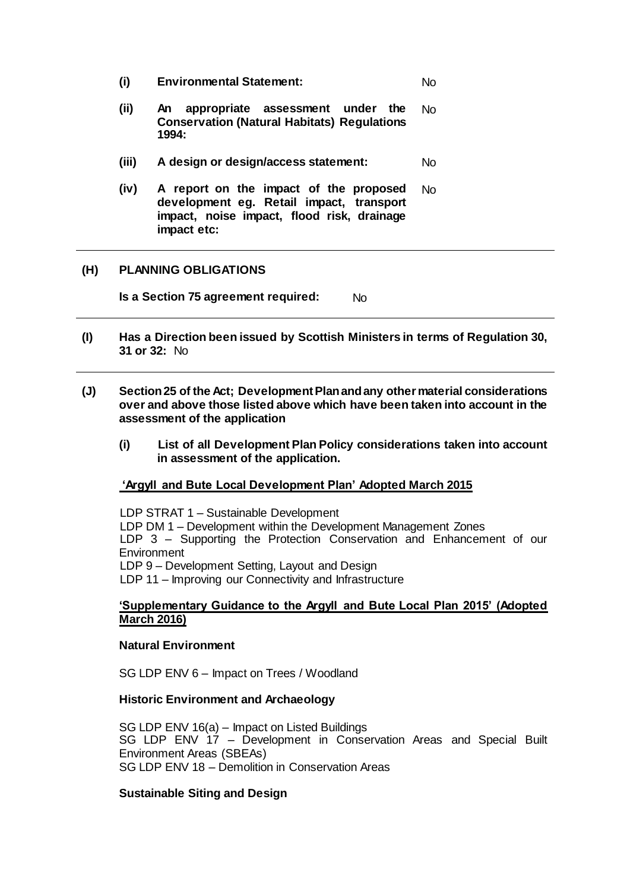**(i) Environmental Statement:** No

**(ii) An appropriate assessment under the Conservation (Natural Habitats) Regulations 1994:** No

**(iii) A design or design/access statement:** No

**(iv) A report on the impact of the proposed development eg. Retail impact, transport impact, noise impact, flood risk, drainage impact etc:** No

---

**(H) PLANNING OBLIGATIONS**

**Is a Section 75 agreement required:** No

---

**(I) Has a Direction been issued by Scottish Ministers in terms of Regulation 30, 31 or 32:** No

---

**(J) Section 25 of the Act; Development Plan and any other material considerations over and above those listed above which have been taken into account in the assessment of the application**

**(i) List of all Development Plan Policy considerations taken into account in assessment of the application.**

**'Argyll and Bute Local Development Plan' Adopted March 2015**

LDP STRAT 1 – Sustainable Development
LDP DM 1 – Development within the Development Management Zones
LDP 3 – Supporting the Protection Conservation and Enhancement of our Environment
LDP 9 – Development Setting, Layout and Design
LDP 11 – Improving our Connectivity and Infrastructure

**'Supplementary Guidance to the Argyll and Bute Local Plan 2015' (Adopted March 2016)**

**Natural Environment**

SG LDP ENV 6 – Impact on Trees / Woodland

**Historic Environment and Archaeology**

SG LDP ENV 16(a) – Impact on Listed Buildings
SG LDP ENV 17 – Development in Conservation Areas and Special Built Environment Areas (SBEAs)
SG LDP ENV 18 – Demolition in Conservation Areas

**Sustainable Siting and Design**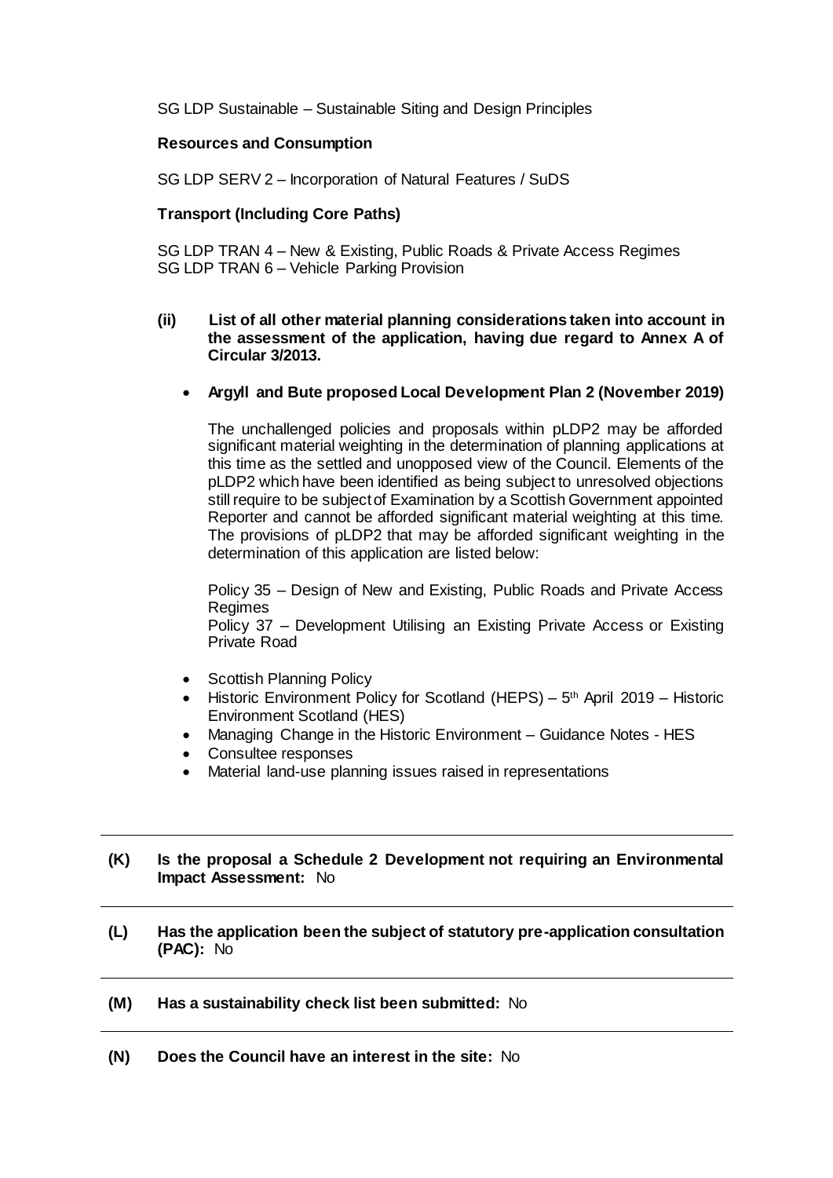SG LDP Sustainable – Sustainable Siting and Design Principles

**Resources and Consumption**

SG LDP SERV 2 – Incorporation of Natural Features / SuDS

**Transport (Including Core Paths)**

SG LDP TRAN 4 – New & Existing, Public Roads & Private Access Regimes
SG LDP TRAN 6 – Vehicle Parking Provision

**(ii) List of all other material planning considerations taken into account in the assessment of the application, having due regard to Annex A of Circular 3/2013.**

- **Argyll and Bute proposed Local Development Plan 2 (November 2019)**

  The unchallenged policies and proposals within pLDP2 may be afforded significant material weighting in the determination of planning applications at this time as the settled and unopposed view of the Council. Elements of the pLDP2 which have been identified as being subject to unresolved objections still require to be subject of Examination by a Scottish Government appointed Reporter and cannot be afforded significant material weighting at this time. The provisions of pLDP2 that may be afforded significant weighting in the determination of this application are listed below:

  Policy 35 – Design of New and Existing, Public Roads and Private Access Regimes
  Policy 37 – Development Utilising an Existing Private Access or Existing Private Road

- Scottish Planning Policy
- Historic Environment Policy for Scotland (HEPS) – 5th April 2019 – Historic Environment Scotland (HES)
- Managing Change in the Historic Environment – Guidance Notes - HES
- Consultee responses
- Material land-use planning issues raised in representations

---

**(K) Is the proposal a Schedule 2 Development not requiring an Environmental Impact Assessment:** No

---

**(L) Has the application been the subject of statutory pre-application consultation (PAC):** No

---

**(M) Has a sustainability check list been submitted:** No

---

**(N) Does the Council have an interest in the site:** No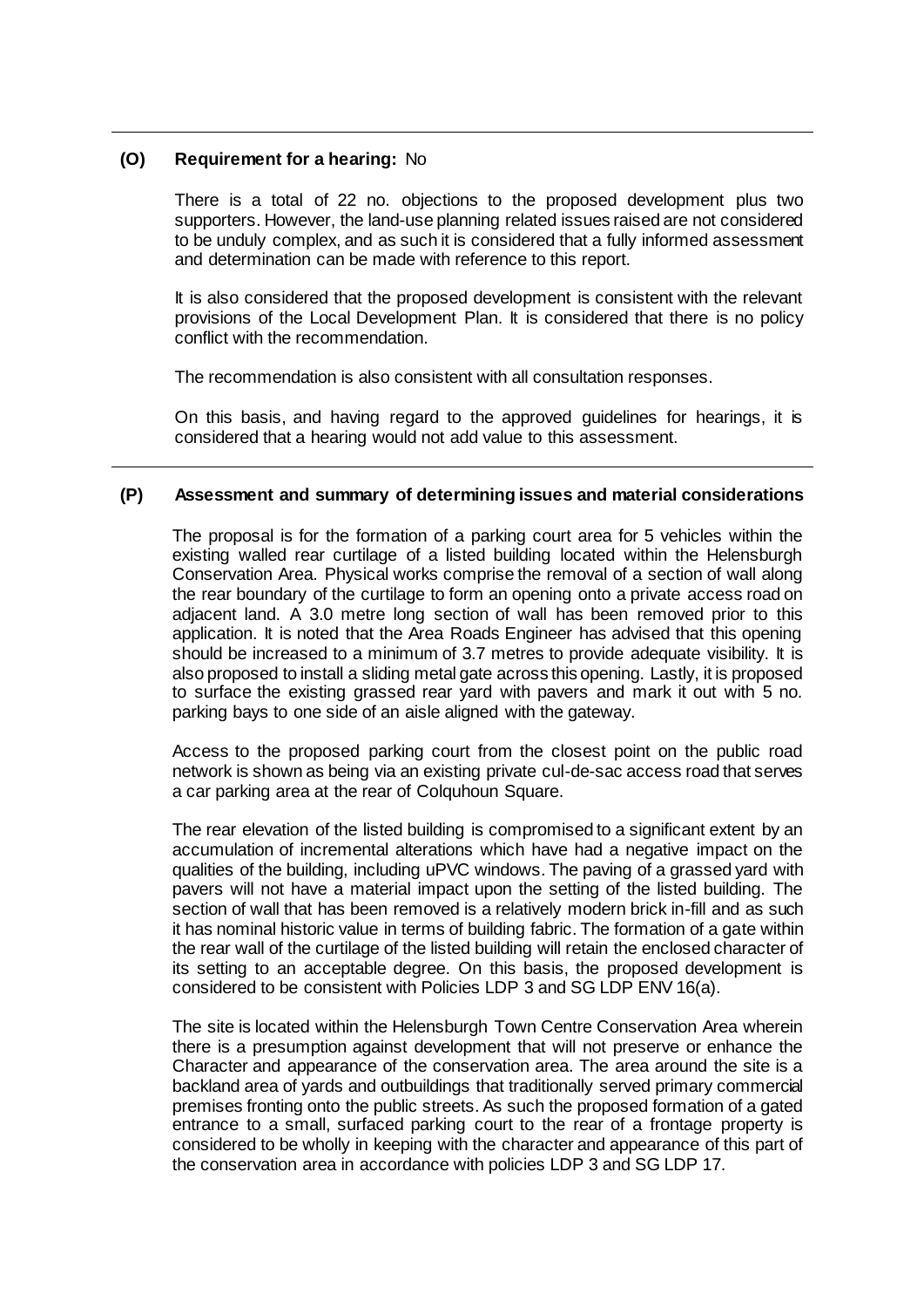## (O) Requirement for a hearing: No

There is a total of 22 no. objections to the proposed development plus two supporters. However, the land-use planning related issues raised are not considered to be unduly complex, and as such it is considered that a fully informed assessment and determination can be made with reference to this report.

It is also considered that the proposed development is consistent with the relevant provisions of the Local Development Plan. It is considered that there is no policy conflict with the recommendation.

The recommendation is also consistent with all consultation responses.

On this basis, and having regard to the approved guidelines for hearings, it is considered that a hearing would not add value to this assessment.

## (P) Assessment and summary of determining issues and material considerations

The proposal is for the formation of a parking court area for 5 vehicles within the existing walled rear curtilage of a listed building located within the Helensburgh Conservation Area. Physical works comprise the removal of a section of wall along the rear boundary of the curtilage to form an opening onto a private access road on adjacent land. A 3.0 metre long section of wall has been removed prior to this application. It is noted that the Area Roads Engineer has advised that this opening should be increased to a minimum of 3.7 metres to provide adequate visibility. It is also proposed to install a sliding metal gate across this opening. Lastly, it is proposed to surface the existing grassed rear yard with pavers and mark it out with 5 no. parking bays to one side of an aisle aligned with the gateway.

Access to the proposed parking court from the closest point on the public road network is shown as being via an existing private cul-de-sac access road that serves a car parking area at the rear of Colquhoun Square.

The rear elevation of the listed building is compromised to a significant extent by an accumulation of incremental alterations which have had a negative impact on the qualities of the building, including uPVC windows. The paving of a grassed yard with pavers will not have a material impact upon the setting of the listed building. The section of wall that has been removed is a relatively modern brick in-fill and as such it has nominal historic value in terms of building fabric. The formation of a gate within the rear wall of the curtilage of the listed building will retain the enclosed character of its setting to an acceptable degree. On this basis, the proposed development is considered to be consistent with Policies LDP 3 and SG LDP ENV 16(a).

The site is located within the Helensburgh Town Centre Conservation Area wherein there is a presumption against development that will not preserve or enhance the Character and appearance of the conservation area. The area around the site is a backland area of yards and outbuildings that traditionally served primary commercial premises fronting onto the public streets. As such the proposed formation of a gated entrance to a small, surfaced parking court to the rear of a frontage property is considered to be wholly in keeping with the character and appearance of this part of the conservation area in accordance with policies LDP 3 and SG LDP 17.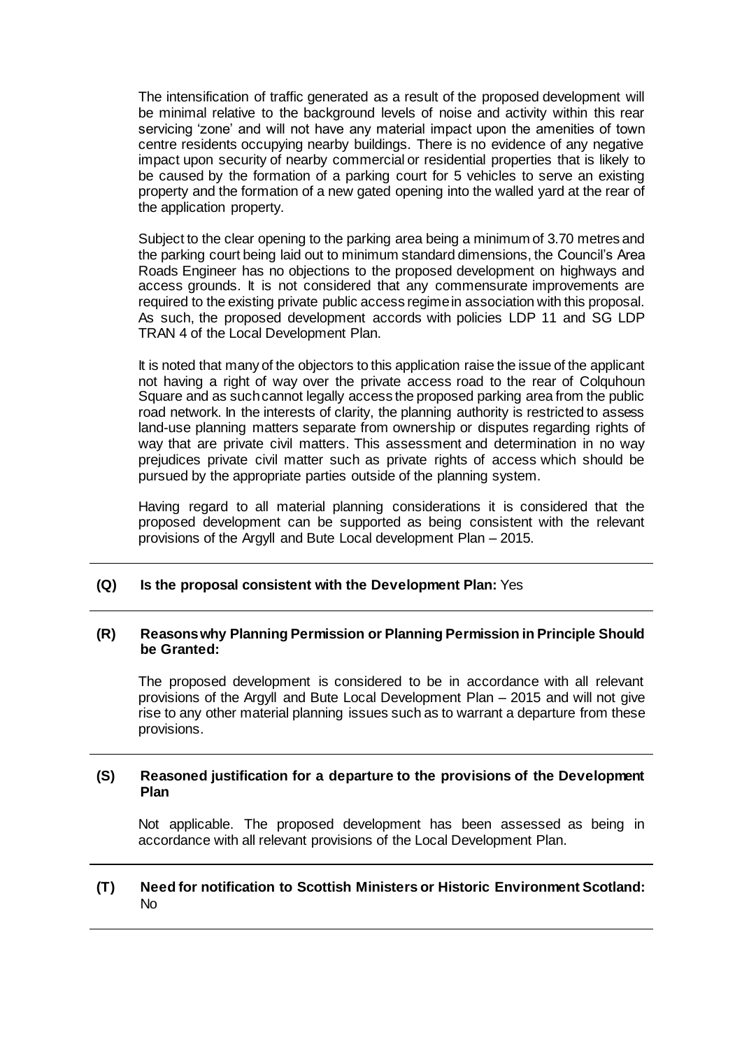The intensification of traffic generated as a result of the proposed development will be minimal relative to the background levels of noise and activity within this rear servicing 'zone' and will not have any material impact upon the amenities of town centre residents occupying nearby buildings. There is no evidence of any negative impact upon security of nearby commercial or residential properties that is likely to be caused by the formation of a parking court for 5 vehicles to serve an existing property and the formation of a new gated opening into the walled yard at the rear of the application property.

Subject to the clear opening to the parking area being a minimum of 3.70 metres and the parking court being laid out to minimum standard dimensions, the Council's Area Roads Engineer has no objections to the proposed development on highways and access grounds. It is not considered that any commensurate improvements are required to the existing private public access regime in association with this proposal. As such, the proposed development accords with policies LDP 11 and SG LDP TRAN 4 of the Local Development Plan.

It is noted that many of the objectors to this application raise the issue of the applicant not having a right of way over the private access road to the rear of Colquhoun Square and as such cannot legally access the proposed parking area from the public road network. In the interests of clarity, the planning authority is restricted to assess land-use planning matters separate from ownership or disputes regarding rights of way that are private civil matters. This assessment and determination in no way prejudices private civil matter such as private rights of access which should be pursued by the appropriate parties outside of the planning system.

Having regard to all material planning considerations it is considered that the proposed development can be supported as being consistent with the relevant provisions of the Argyll and Bute Local development Plan – 2015.

---

**(Q) Is the proposal consistent with the Development Plan:** Yes

---

**(R) Reasons why Planning Permission or Planning Permission in Principle Should be Granted:**

The proposed development is considered to be in accordance with all relevant provisions of the Argyll and Bute Local Development Plan – 2015 and will not give rise to any other material planning issues such as to warrant a departure from these provisions.

---

**(S) Reasoned justification for a departure to the provisions of the Development Plan**

Not applicable. The proposed development has been assessed as being in accordance with all relevant provisions of the Local Development Plan.

---

**(T) Need for notification to Scottish Ministers or Historic Environment Scotland:** No

---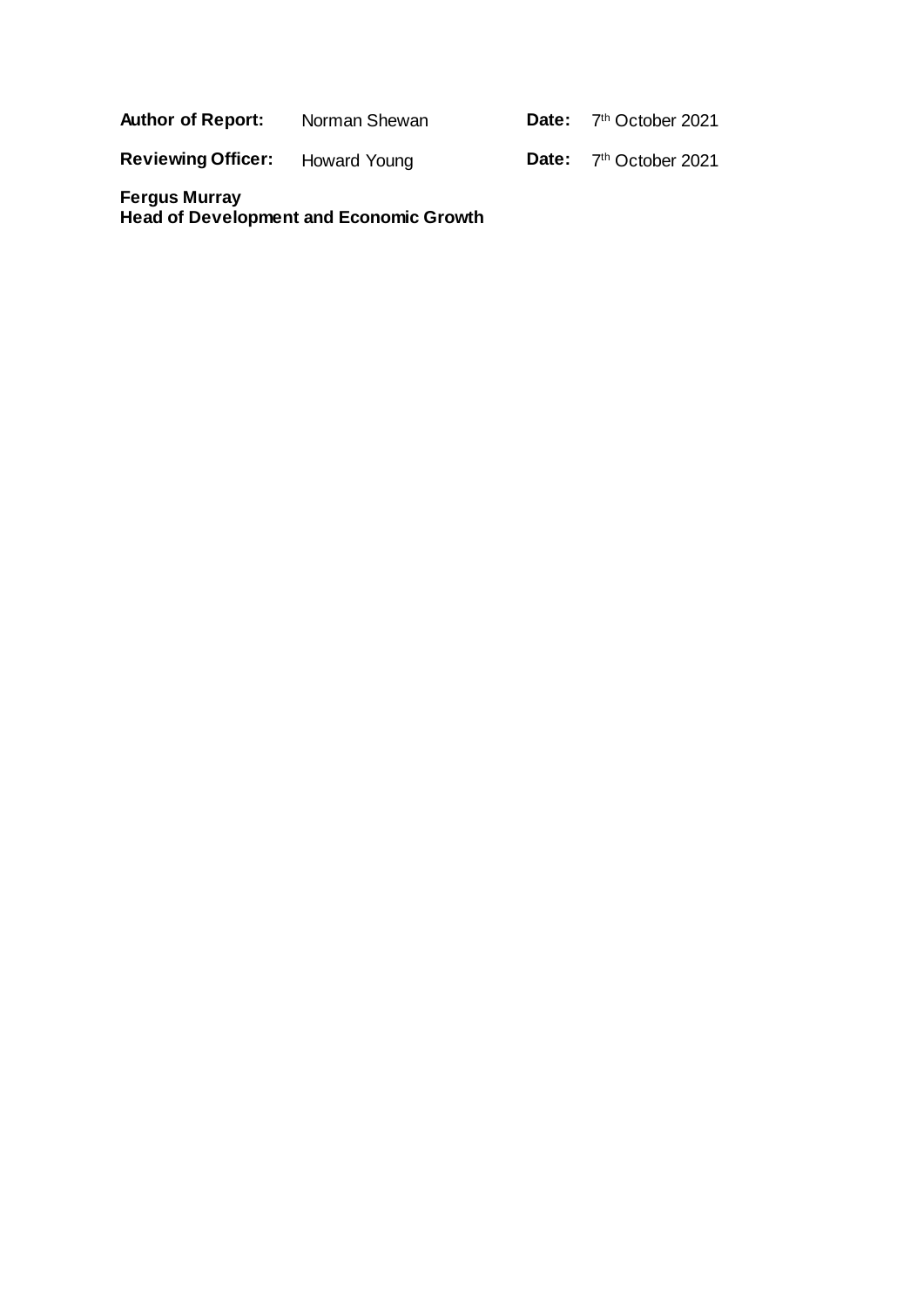| **Author of Report:** | Norman Shewan | **Date:** | 7th October 2021 |
|---|---|---|---|
| **Reviewing Officer:** | Howard Young | **Date:** | 7th October 2021 |

**Fergus Murray**
**Head of Development and Economic Growth**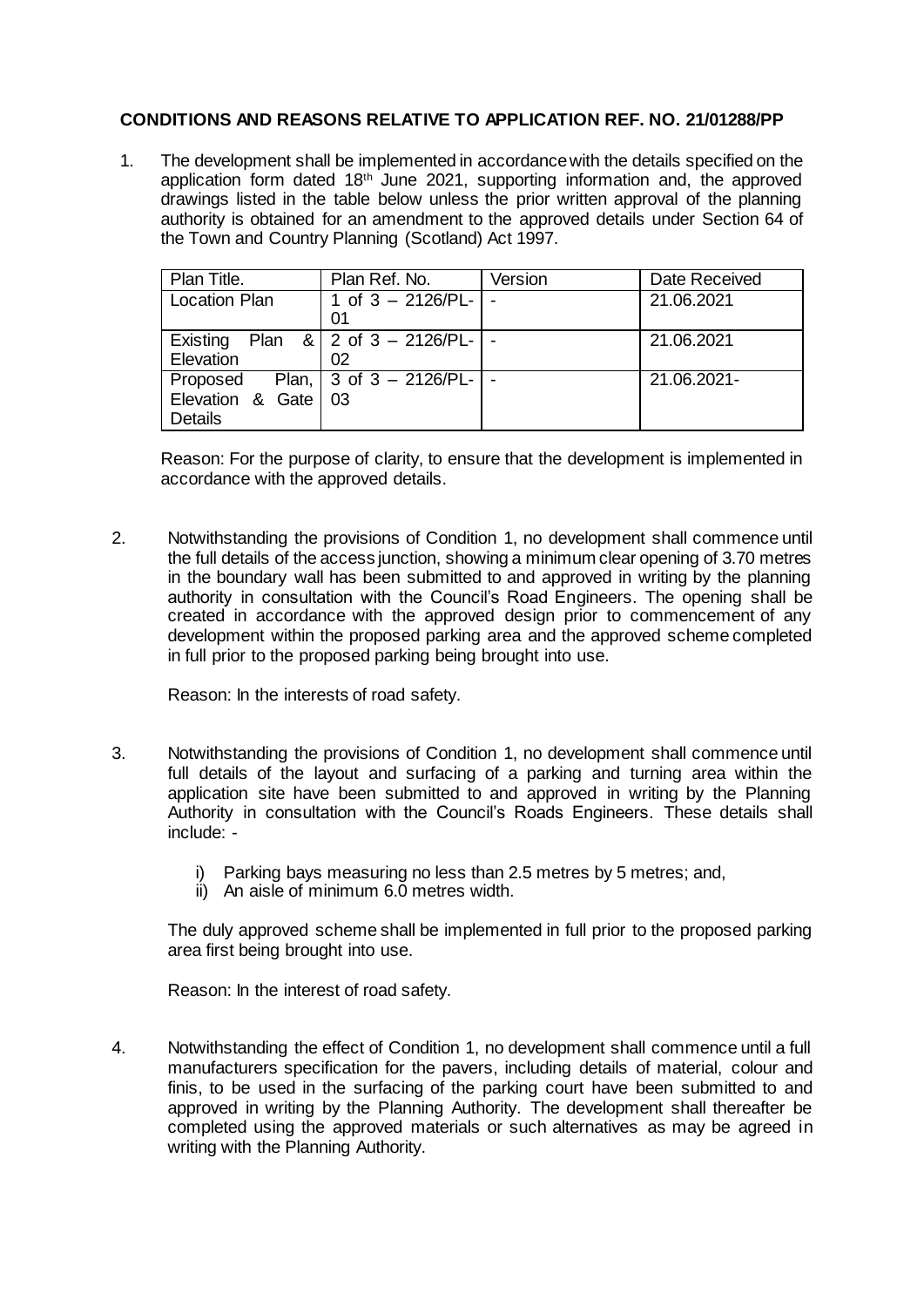**CONDITIONS AND REASONS RELATIVE TO APPLICATION REF. NO. 21/01288/PP**

1. The development shall be implemented in accordance with the details specified on the application form dated 18th June 2021, supporting information and, the approved drawings listed in the table below unless the prior written approval of the planning authority is obtained for an amendment to the approved details under Section 64 of the Town and Country Planning (Scotland) Act 1997.

| Plan Title. | Plan Ref. No. | Version | Date Received |
|---|---|---|---|
| Location Plan | 1 of 3 – 2126/PL-01 | - | 21.06.2021 |
| Existing Plan & Elevation | 2 of 3 – 2126/PL-02 | - | 21.06.2021 |
| Proposed Plan, Elevation & Gate Details | 3 of 3 – 2126/PL-03 | - | 21.06.2021- |

Reason: For the purpose of clarity, to ensure that the development is implemented in accordance with the approved details.

2. Notwithstanding the provisions of Condition 1, no development shall commence until the full details of the access junction, showing a minimum clear opening of 3.70 metres in the boundary wall has been submitted to and approved in writing by the planning authority in consultation with the Council's Road Engineers. The opening shall be created in accordance with the approved design prior to commencement of any development within the proposed parking area and the approved scheme completed in full prior to the proposed parking being brought into use.

   Reason: In the interests of road safety.

3. Notwithstanding the provisions of Condition 1, no development shall commence until full details of the layout and surfacing of a parking and turning area within the application site have been submitted to and approved in writing by the Planning Authority in consultation with the Council's Roads Engineers. These details shall include: -

   i) Parking bays measuring no less than 2.5 metres by 5 metres; and,
   ii) An aisle of minimum 6.0 metres width.

   The duly approved scheme shall be implemented in full prior to the proposed parking area first being brought into use.

   Reason: In the interest of road safety.

4. Notwithstanding the effect of Condition 1, no development shall commence until a full manufacturers specification for the pavers, including details of material, colour and finis, to be used in the surfacing of the parking court have been submitted to and approved in writing by the Planning Authority. The development shall thereafter be completed using the approved materials or such alternatives as may be agreed in writing with the Planning Authority.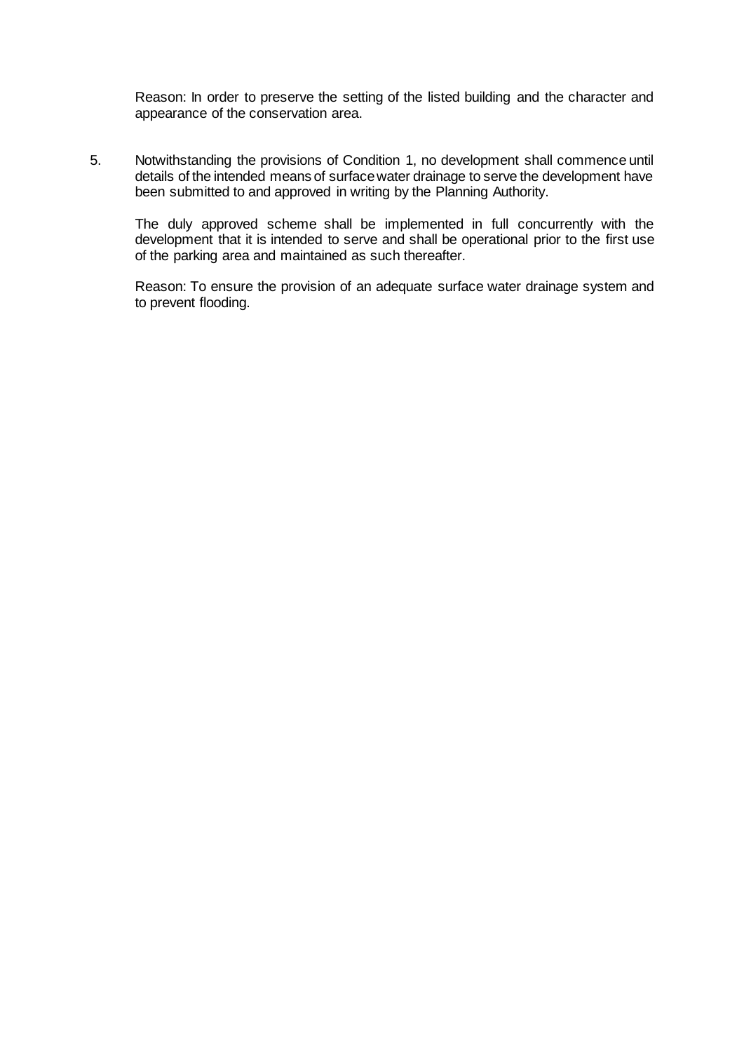Reason: In order to preserve the setting of the listed building and the character and appearance of the conservation area.

5. Notwithstanding the provisions of Condition 1, no development shall commence until details of the intended means of surface water drainage to serve the development have been submitted to and approved in writing by the Planning Authority.

   The duly approved scheme shall be implemented in full concurrently with the development that it is intended to serve and shall be operational prior to the first use of the parking area and maintained as such thereafter.

   Reason: To ensure the provision of an adequate surface water drainage system and to prevent flooding.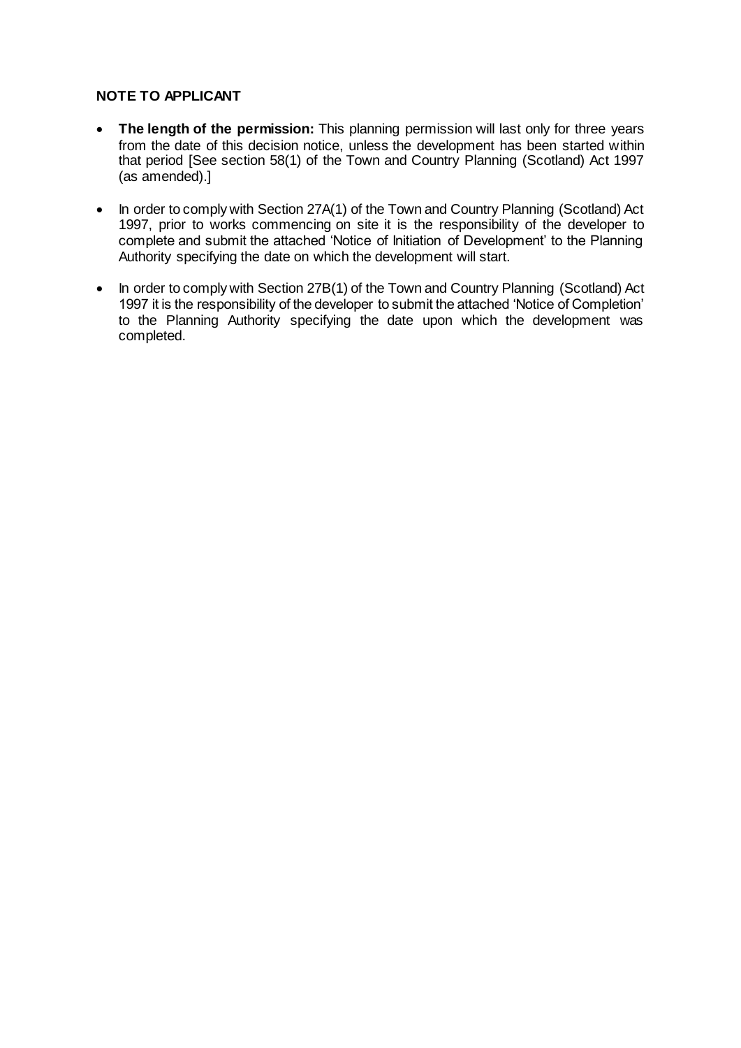**NOTE TO APPLICANT**

- **The length of the permission:** This planning permission will last only for three years from the date of this decision notice, unless the development has been started within that period [See section 58(1) of the Town and Country Planning (Scotland) Act 1997 (as amended).]

- In order to comply with Section 27A(1) of the Town and Country Planning (Scotland) Act 1997, prior to works commencing on site it is the responsibility of the developer to complete and submit the attached 'Notice of Initiation of Development' to the Planning Authority specifying the date on which the development will start.

- In order to comply with Section 27B(1) of the Town and Country Planning (Scotland) Act 1997 it is the responsibility of the developer to submit the attached 'Notice of Completion' to the Planning Authority specifying the date upon which the development was completed.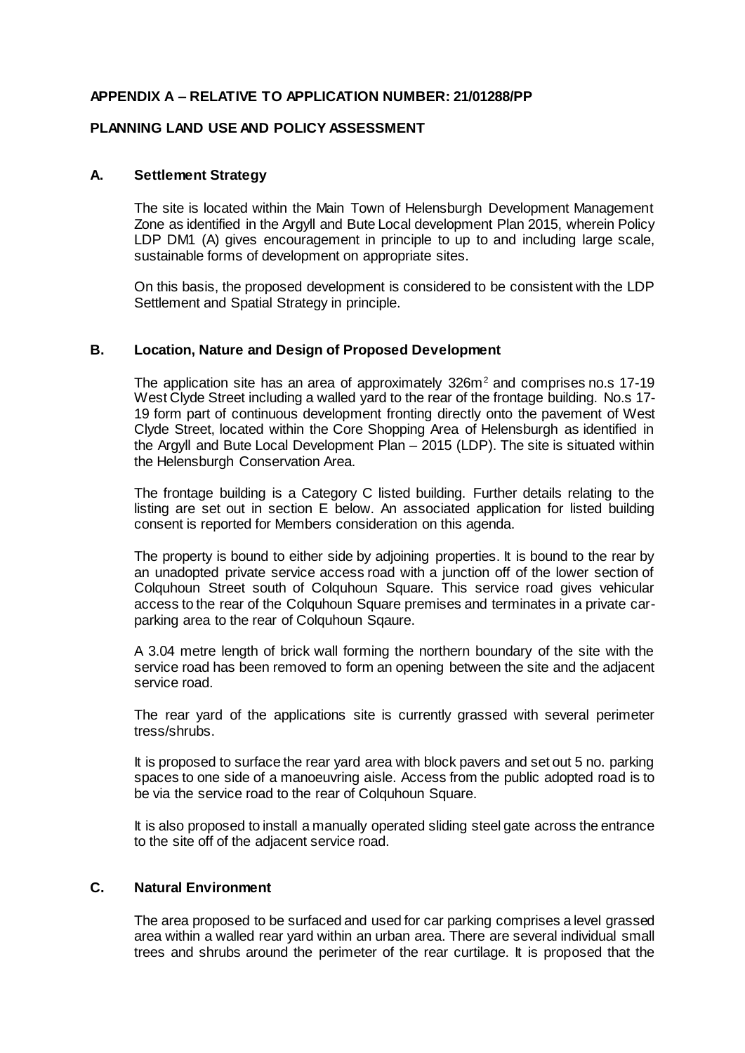**APPENDIX A – RELATIVE TO APPLICATION NUMBER: 21/01288/PP**

**PLANNING LAND USE AND POLICY ASSESSMENT**

**A. Settlement Strategy**

The site is located within the Main Town of Helensburgh Development Management Zone as identified in the Argyll and Bute Local development Plan 2015, wherein Policy LDP DM1 (A) gives encouragement in principle to up to and including large scale, sustainable forms of development on appropriate sites.

On this basis, the proposed development is considered to be consistent with the LDP Settlement and Spatial Strategy in principle.

**B. Location, Nature and Design of Proposed Development**

The application site has an area of approximately 326m$^2$ and comprises no.s 17-19 West Clyde Street including a walled yard to the rear of the frontage building. No.s 17-19 form part of continuous development fronting directly onto the pavement of West Clyde Street, located within the Core Shopping Area of Helensburgh as identified in the Argyll and Bute Local Development Plan – 2015 (LDP). The site is situated within the Helensburgh Conservation Area.

The frontage building is a Category C listed building. Further details relating to the listing are set out in section E below. An associated application for listed building consent is reported for Members consideration on this agenda.

The property is bound to either side by adjoining properties. It is bound to the rear by an unadopted private service access road with a junction off of the lower section of Colquhoun Street south of Colquhoun Square. This service road gives vehicular access to the rear of the Colquhoun Square premises and terminates in a private car-parking area to the rear of Colquhoun Sqaure.

A 3.04 metre length of brick wall forming the northern boundary of the site with the service road has been removed to form an opening between the site and the adjacent service road.

The rear yard of the applications site is currently grassed with several perimeter tress/shrubs.

It is proposed to surface the rear yard area with block pavers and set out 5 no. parking spaces to one side of a manoeuvring aisle. Access from the public adopted road is to be via the service road to the rear of Colquhoun Square.

It is also proposed to install a manually operated sliding steel gate across the entrance to the site off of the adjacent service road.

**C. Natural Environment**

The area proposed to be surfaced and used for car parking comprises a level grassed area within a walled rear yard within an urban area. There are several individual small trees and shrubs around the perimeter of the rear curtilage. It is proposed that the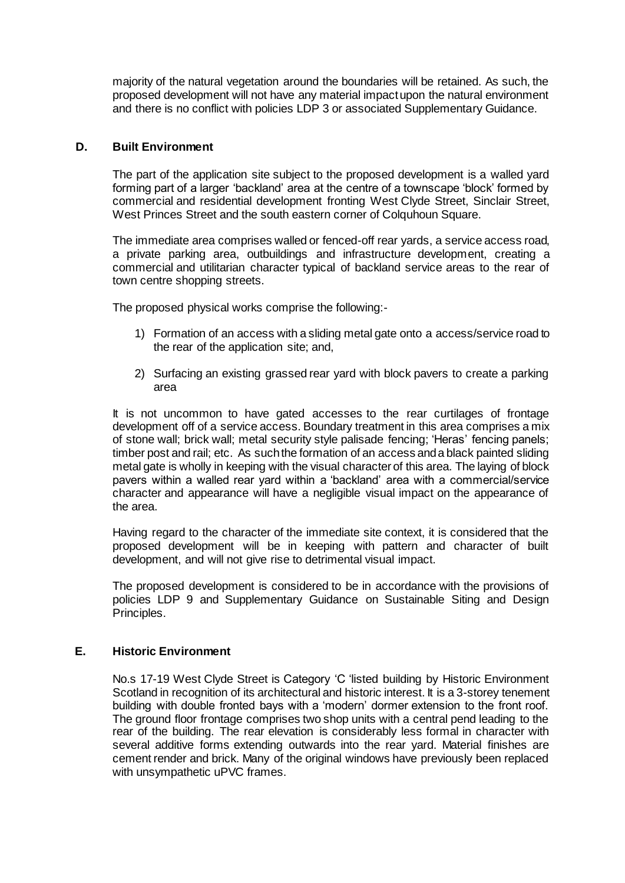majority of the natural vegetation around the boundaries will be retained. As such, the proposed development will not have any material impact upon the natural environment and there is no conflict with policies LDP 3 or associated Supplementary Guidance.

### D. Built Environment

The part of the application site subject to the proposed development is a walled yard forming part of a larger 'backland' area at the centre of a townscape 'block' formed by commercial and residential development fronting West Clyde Street, Sinclair Street, West Princes Street and the south eastern corner of Colquhoun Square.

The immediate area comprises walled or fenced-off rear yards, a service access road, a private parking area, outbuildings and infrastructure development, creating a commercial and utilitarian character typical of backland service areas to the rear of town centre shopping streets.

The proposed physical works comprise the following:-

1) Formation of an access with a sliding metal gate onto a access/service road to the rear of the application site; and,
2) Surfacing an existing grassed rear yard with block pavers to create a parking area

It is not uncommon to have gated accesses to the rear curtilages of frontage development off of a service access. Boundary treatment in this area comprises a mix of stone wall; brick wall; metal security style palisade fencing; 'Heras' fencing panels; timber post and rail; etc. As such the formation of an access and a black painted sliding metal gate is wholly in keeping with the visual character of this area. The laying of block pavers within a walled rear yard within a 'backland' area with a commercial/service character and appearance will have a negligible visual impact on the appearance of the area.

Having regard to the character of the immediate site context, it is considered that the proposed development will be in keeping with pattern and character of built development, and will not give rise to detrimental visual impact.

The proposed development is considered to be in accordance with the provisions of policies LDP 9 and Supplementary Guidance on Sustainable Siting and Design Principles.

### E. Historic Environment

No.s 17-19 West Clyde Street is Category 'C 'listed building by Historic Environment Scotland in recognition of its architectural and historic interest. It is a 3-storey tenement building with double fronted bays with a 'modern' dormer extension to the front roof. The ground floor frontage comprises two shop units with a central pend leading to the rear of the building. The rear elevation is considerably less formal in character with several additive forms extending outwards into the rear yard. Material finishes are cement render and brick. Many of the original windows have previously been replaced with unsympathetic uPVC frames.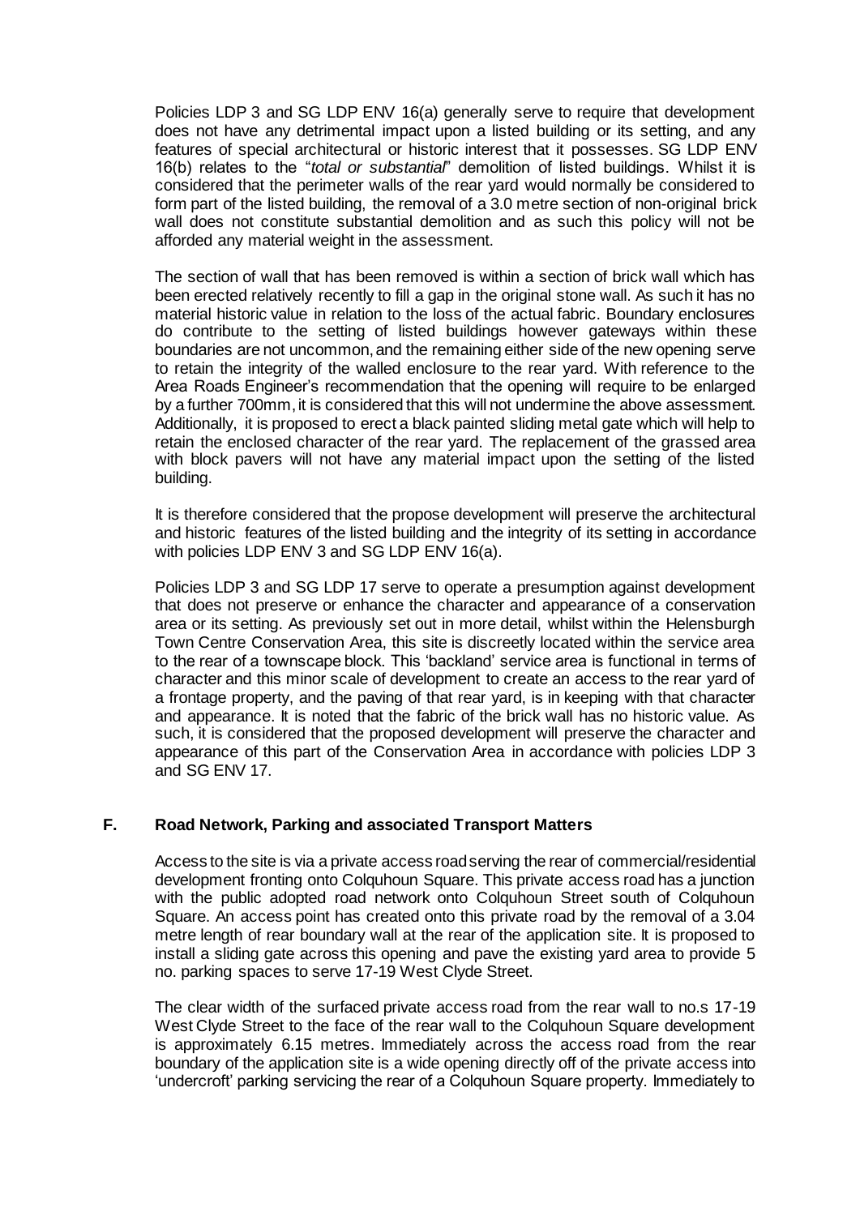Policies LDP 3 and SG LDP ENV 16(a) generally serve to require that development does not have any detrimental impact upon a listed building or its setting, and any features of special architectural or historic interest that it possesses. SG LDP ENV 16(b) relates to the "*total or substantial*" demolition of listed buildings. Whilst it is considered that the perimeter walls of the rear yard would normally be considered to form part of the listed building, the removal of a 3.0 metre section of non-original brick wall does not constitute substantial demolition and as such this policy will not be afforded any material weight in the assessment.

The section of wall that has been removed is within a section of brick wall which has been erected relatively recently to fill a gap in the original stone wall. As such it has no material historic value in relation to the loss of the actual fabric. Boundary enclosures do contribute to the setting of listed buildings however gateways within these boundaries are not uncommon, and the remaining either side of the new opening serve to retain the integrity of the walled enclosure to the rear yard. With reference to the Area Roads Engineer's recommendation that the opening will require to be enlarged by a further 700mm, it is considered that this will not undermine the above assessment. Additionally, it is proposed to erect a black painted sliding metal gate which will help to retain the enclosed character of the rear yard. The replacement of the grassed area with block pavers will not have any material impact upon the setting of the listed building.

It is therefore considered that the propose development will preserve the architectural and historic features of the listed building and the integrity of its setting in accordance with policies LDP ENV 3 and SG LDP ENV 16(a).

Policies LDP 3 and SG LDP 17 serve to operate a presumption against development that does not preserve or enhance the character and appearance of a conservation area or its setting. As previously set out in more detail, whilst within the Helensburgh Town Centre Conservation Area, this site is discreetly located within the service area to the rear of a townscape block. This 'backland' service area is functional in terms of character and this minor scale of development to create an access to the rear yard of a frontage property, and the paving of that rear yard, is in keeping with that character and appearance. It is noted that the fabric of the brick wall has no historic value. As such, it is considered that the proposed development will preserve the character and appearance of this part of the Conservation Area in accordance with policies LDP 3 and SG ENV 17.

## F. Road Network, Parking and associated Transport Matters

Access to the site is via a private access road serving the rear of commercial/residential development fronting onto Colquhoun Square. This private access road has a junction with the public adopted road network onto Colquhoun Street south of Colquhoun Square. An access point has created onto this private road by the removal of a 3.04 metre length of rear boundary wall at the rear of the application site. It is proposed to install a sliding gate across this opening and pave the existing yard area to provide 5 no. parking spaces to serve 17-19 West Clyde Street.

The clear width of the surfaced private access road from the rear wall to no.s 17-19 West Clyde Street to the face of the rear wall to the Colquhoun Square development is approximately 6.15 metres. Immediately across the access road from the rear boundary of the application site is a wide opening directly off of the private access into 'undercroft' parking servicing the rear of a Colquhoun Square property. Immediately to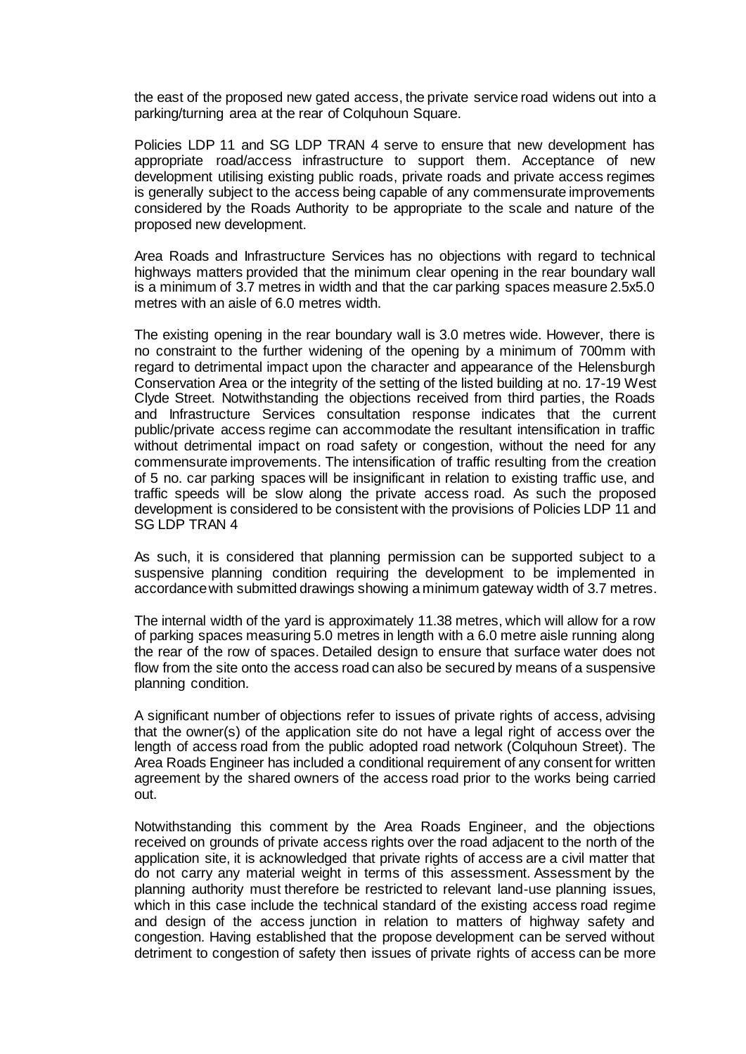the east of the proposed new gated access, the private service road widens out into a parking/turning area at the rear of Colquhoun Square.

Policies LDP 11 and SG LDP TRAN 4 serve to ensure that new development has appropriate road/access infrastructure to support them. Acceptance of new development utilising existing public roads, private roads and private access regimes is generally subject to the access being capable of any commensurate improvements considered by the Roads Authority to be appropriate to the scale and nature of the proposed new development.

Area Roads and Infrastructure Services has no objections with regard to technical highways matters provided that the minimum clear opening in the rear boundary wall is a minimum of 3.7 metres in width and that the car parking spaces measure 2.5x5.0 metres with an aisle of 6.0 metres width.

The existing opening in the rear boundary wall is 3.0 metres wide. However, there is no constraint to the further widening of the opening by a minimum of 700mm with regard to detrimental impact upon the character and appearance of the Helensburgh Conservation Area or the integrity of the setting of the listed building at no. 17-19 West Clyde Street. Notwithstanding the objections received from third parties, the Roads and Infrastructure Services consultation response indicates that the current public/private access regime can accommodate the resultant intensification in traffic without detrimental impact on road safety or congestion, without the need for any commensurate improvements. The intensification of traffic resulting from the creation of 5 no. car parking spaces will be insignificant in relation to existing traffic use, and traffic speeds will be slow along the private access road. As such the proposed development is considered to be consistent with the provisions of Policies LDP 11 and SG LDP TRAN 4

As such, it is considered that planning permission can be supported subject to a suspensive planning condition requiring the development to be implemented in accordance with submitted drawings showing a minimum gateway width of 3.7 metres.

The internal width of the yard is approximately 11.38 metres, which will allow for a row of parking spaces measuring 5.0 metres in length with a 6.0 metre aisle running along the rear of the row of spaces. Detailed design to ensure that surface water does not flow from the site onto the access road can also be secured by means of a suspensive planning condition.

A significant number of objections refer to issues of private rights of access, advising that the owner(s) of the application site do not have a legal right of access over the length of access road from the public adopted road network (Colquhoun Street). The Area Roads Engineer has included a conditional requirement of any consent for written agreement by the shared owners of the access road prior to the works being carried out.

Notwithstanding this comment by the Area Roads Engineer, and the objections received on grounds of private access rights over the road adjacent to the north of the application site, it is acknowledged that private rights of access are a civil matter that do not carry any material weight in terms of this assessment. Assessment by the planning authority must therefore be restricted to relevant land-use planning issues, which in this case include the technical standard of the existing access road regime and design of the access junction in relation to matters of highway safety and congestion. Having established that the propose development can be served without detriment to congestion of safety then issues of private rights of access can be more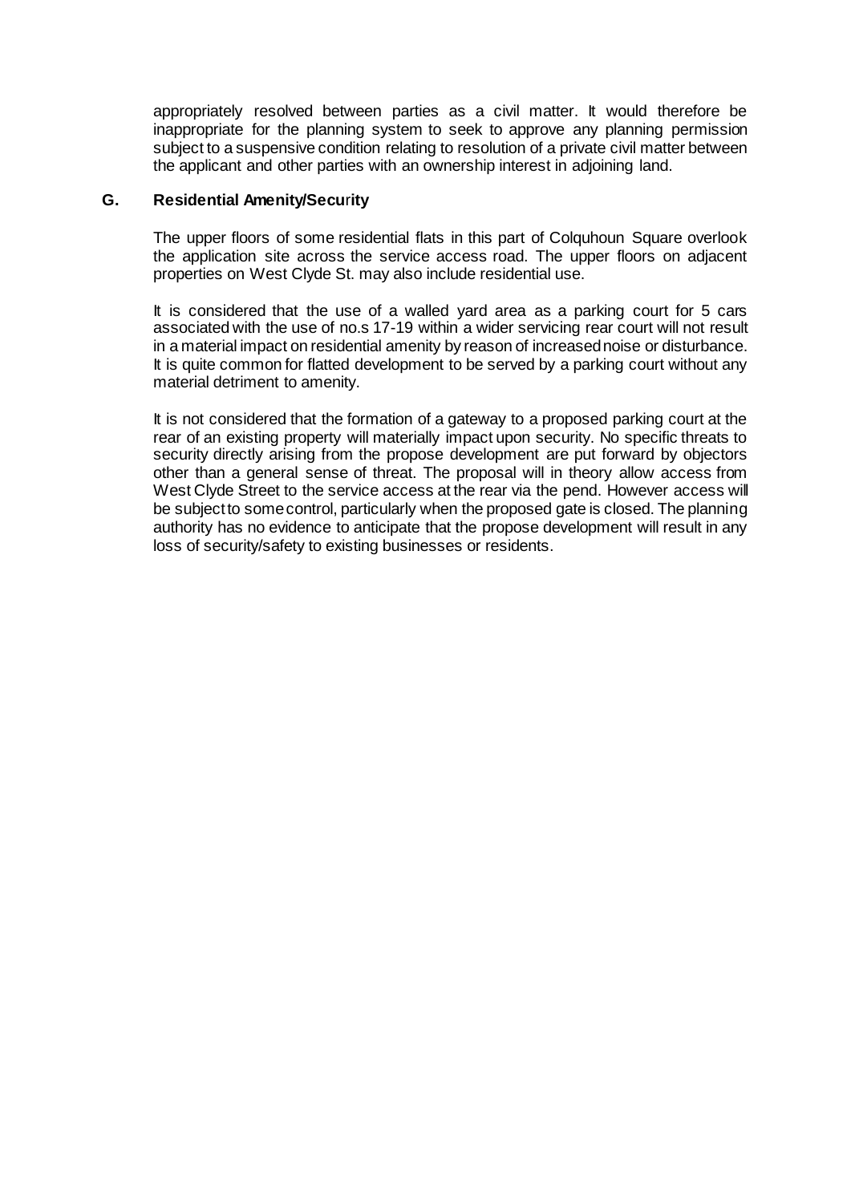appropriately resolved between parties as a civil matter. It would therefore be inappropriate for the planning system to seek to approve any planning permission subject to a suspensive condition relating to resolution of a private civil matter between the applicant and other parties with an ownership interest in adjoining land.

### G. Residential Amenity/Security

The upper floors of some residential flats in this part of Colquhoun Square overlook the application site across the service access road. The upper floors on adjacent properties on West Clyde St. may also include residential use.

It is considered that the use of a walled yard area as a parking court for 5 cars associated with the use of no.s 17-19 within a wider servicing rear court will not result in a material impact on residential amenity by reason of increased noise or disturbance. It is quite common for flatted development to be served by a parking court without any material detriment to amenity.

It is not considered that the formation of a gateway to a proposed parking court at the rear of an existing property will materially impact upon security. No specific threats to security directly arising from the propose development are put forward by objectors other than a general sense of threat. The proposal will in theory allow access from West Clyde Street to the service access at the rear via the pend. However access will be subject to some control, particularly when the proposed gate is closed. The planning authority has no evidence to anticipate that the propose development will result in any loss of security/safety to existing businesses or residents.